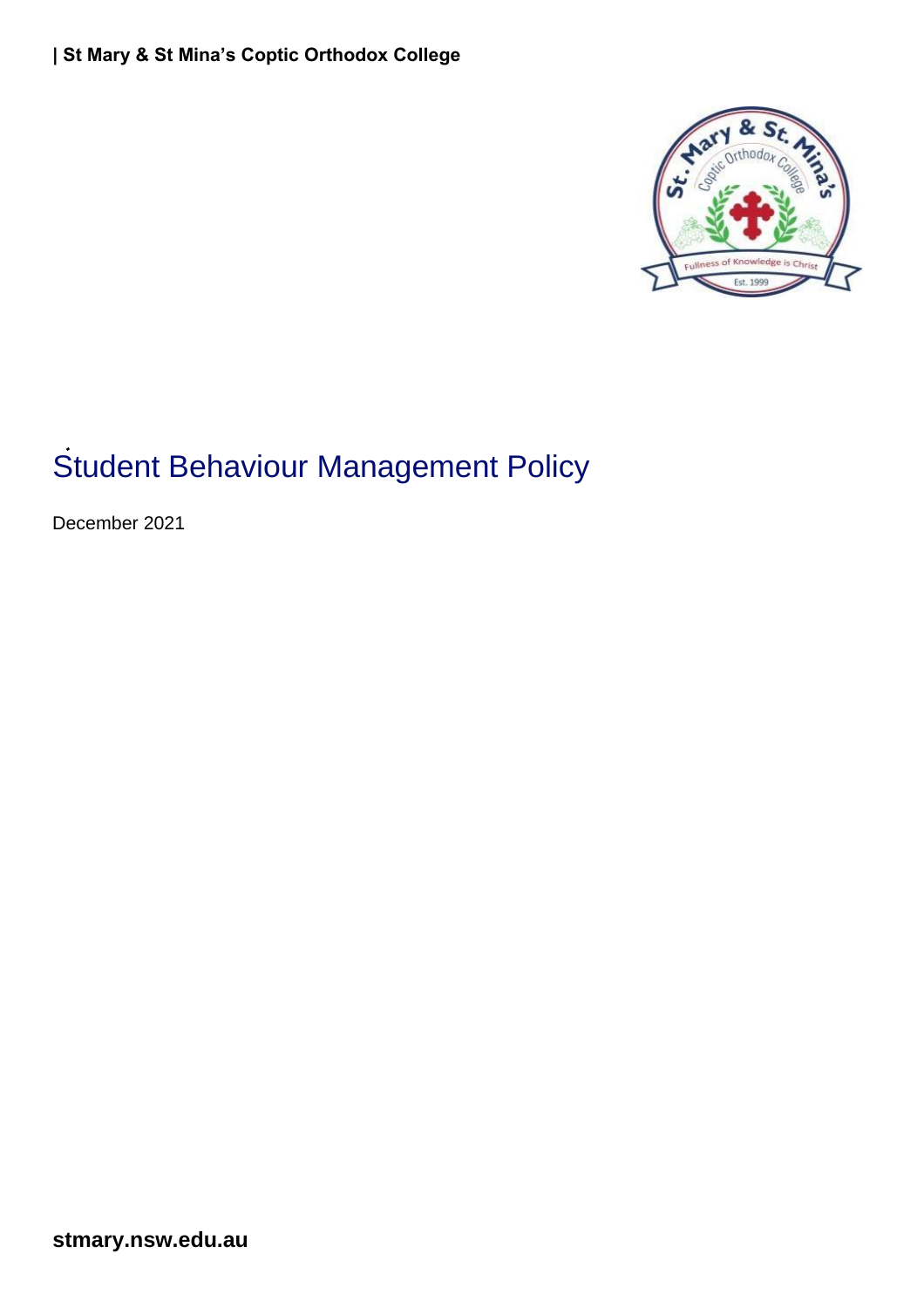| St Mary & St Mina's Coptic Orthodox College

# Student Behaviour Management Policy

December 2021

stmary.nsw.edu.au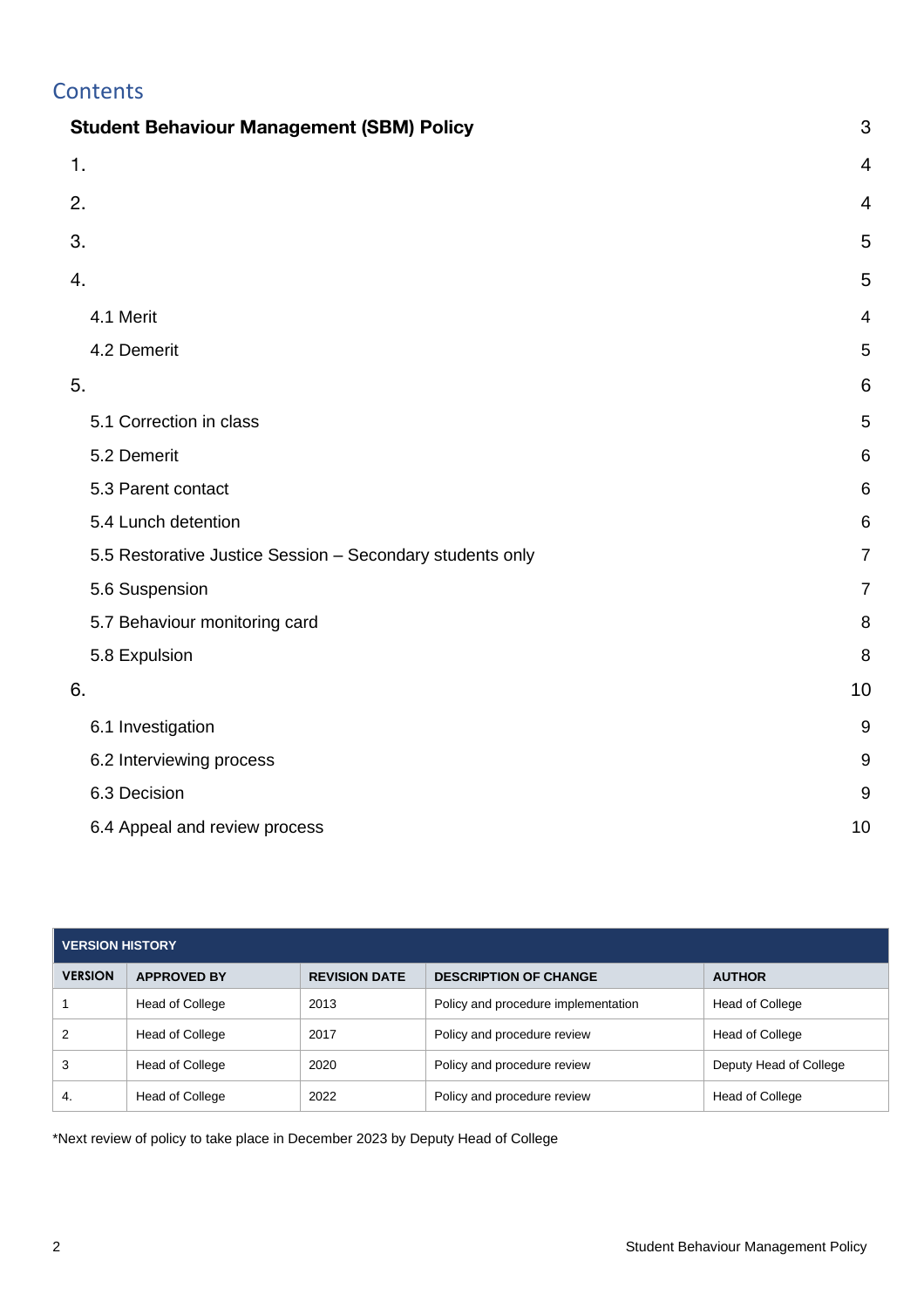## Contents

| | |
|---|---|
| **Student Behaviour Management (SBM) Policy** | 3 |
| 1. | 4 |
| 2. | 4 |
| 3. | 5 |
| 4. | 5 |
| 4.1 Merit | 4 |
| 4.2 Demerit | 5 |
| 5. | 6 |
| 5.1 Correction in class | 5 |
| 5.2 Demerit | 6 |
| 5.3 Parent contact | 6 |
| 5.4 Lunch detention | 6 |
| 5.5 Restorative Justice Session – Secondary students only | 7 |
| 5.6 Suspension | 7 |
| 5.7 Behaviour monitoring card | 8 |
| 5.8 Expulsion | 8 |
| 6. | 10 |
| 6.1 Investigation | 9 |
| 6.2 Interviewing process | 9 |
| 6.3 Decision | 9 |
| 6.4 Appeal and review process | 10 |

| VERSION HISTORY | | | | |
|---|---|---|---|---|
| **VERSION** | **APPROVED BY** | **REVISION DATE** | **DESCRIPTION OF CHANGE** | **AUTHOR** |
| 1 | Head of College | 2013 | Policy and procedure implementation | Head of College |
| 2 | Head of College | 2017 | Policy and procedure review | Head of College |
| 3 | Head of College | 2020 | Policy and procedure review | Deputy Head of College |
| 4. | Head of College | 2022 | Policy and procedure review | Head of College |

*Next review of policy to take place in December 2023 by Deputy Head of College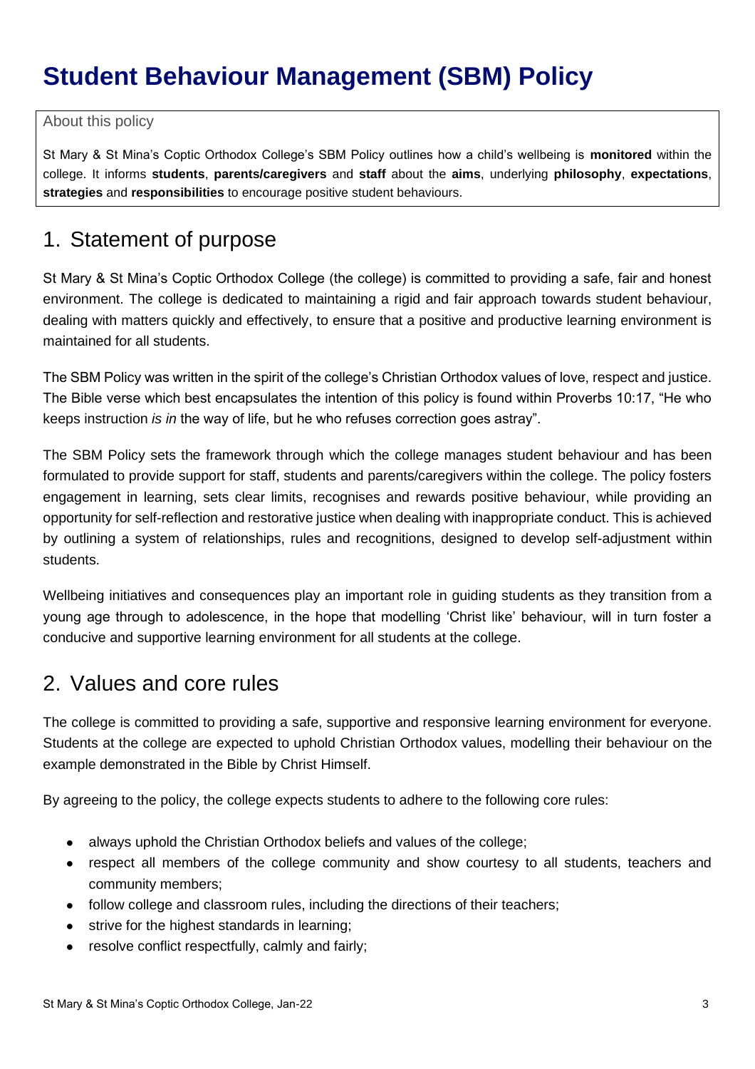# Student Behaviour Management (SBM) Policy

About this policy

St Mary & St Mina's Coptic Orthodox College's SBM Policy outlines how a child's wellbeing is **monitored** within the college. It informs **students**, **parents/caregivers** and **staff** about the **aims**, underlying **philosophy**, **expectations**, **strategies** and **responsibilities** to encourage positive student behaviours.

## 1. Statement of purpose

St Mary & St Mina's Coptic Orthodox College (the college) is committed to providing a safe, fair and honest environment. The college is dedicated to maintaining a rigid and fair approach towards student behaviour, dealing with matters quickly and effectively, to ensure that a positive and productive learning environment is maintained for all students.

The SBM Policy was written in the spirit of the college's Christian Orthodox values of love, respect and justice. The Bible verse which best encapsulates the intention of this policy is found within Proverbs 10:17, "He who keeps instruction *is in* the way of life, but he who refuses correction goes astray".

The SBM Policy sets the framework through which the college manages student behaviour and has been formulated to provide support for staff, students and parents/caregivers within the college. The policy fosters engagement in learning, sets clear limits, recognises and rewards positive behaviour, while providing an opportunity for self-reflection and restorative justice when dealing with inappropriate conduct. This is achieved by outlining a system of relationships, rules and recognitions, designed to develop self-adjustment within students.

Wellbeing initiatives and consequences play an important role in guiding students as they transition from a young age through to adolescence, in the hope that modelling 'Christ like' behaviour, will in turn foster a conducive and supportive learning environment for all students at the college.

## 2. Values and core rules

The college is committed to providing a safe, supportive and responsive learning environment for everyone. Students at the college are expected to uphold Christian Orthodox values, modelling their behaviour on the example demonstrated in the Bible by Christ Himself.

By agreeing to the policy, the college expects students to adhere to the following core rules:

- always uphold the Christian Orthodox beliefs and values of the college;
- respect all members of the college community and show courtesy to all students, teachers and community members;
- follow college and classroom rules, including the directions of their teachers;
- strive for the highest standards in learning;
- resolve conflict respectfully, calmly and fairly;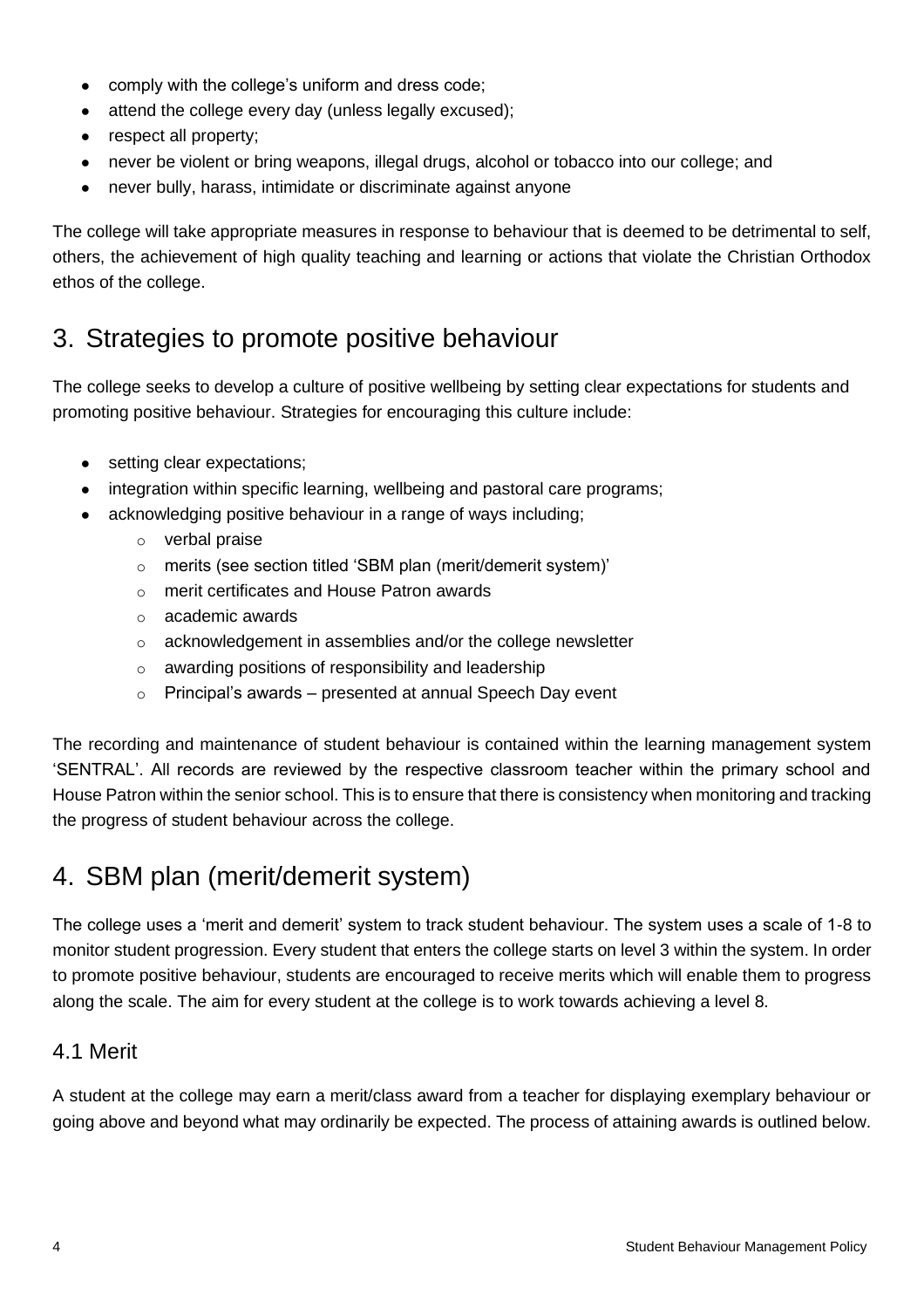- comply with the college's uniform and dress code;
- attend the college every day (unless legally excused);
- respect all property;
- never be violent or bring weapons, illegal drugs, alcohol or tobacco into our college; and
- never bully, harass, intimidate or discriminate against anyone

The college will take appropriate measures in response to behaviour that is deemed to be detrimental to self, others, the achievement of high quality teaching and learning or actions that violate the Christian Orthodox ethos of the college.

## 3. Strategies to promote positive behaviour

The college seeks to develop a culture of positive wellbeing by setting clear expectations for students and promoting positive behaviour. Strategies for encouraging this culture include:

- setting clear expectations;
- integration within specific learning, wellbeing and pastoral care programs;
- acknowledging positive behaviour in a range of ways including;
  - verbal praise
  - merits (see section titled 'SBM plan (merit/demerit system)'
  - merit certificates and House Patron awards
  - academic awards
  - acknowledgement in assemblies and/or the college newsletter
  - awarding positions of responsibility and leadership
  - Principal's awards – presented at annual Speech Day event

The recording and maintenance of student behaviour is contained within the learning management system 'SENTRAL'. All records are reviewed by the respective classroom teacher within the primary school and House Patron within the senior school. This is to ensure that there is consistency when monitoring and tracking the progress of student behaviour across the college.

## 4. SBM plan (merit/demerit system)

The college uses a 'merit and demerit' system to track student behaviour. The system uses a scale of 1-8 to monitor student progression. Every student that enters the college starts on level 3 within the system. In order to promote positive behaviour, students are encouraged to receive merits which will enable them to progress along the scale. The aim for every student at the college is to work towards achieving a level 8.

### 4.1 Merit

A student at the college may earn a merit/class award from a teacher for displaying exemplary behaviour or going above and beyond what may ordinarily be expected. The process of attaining awards is outlined below.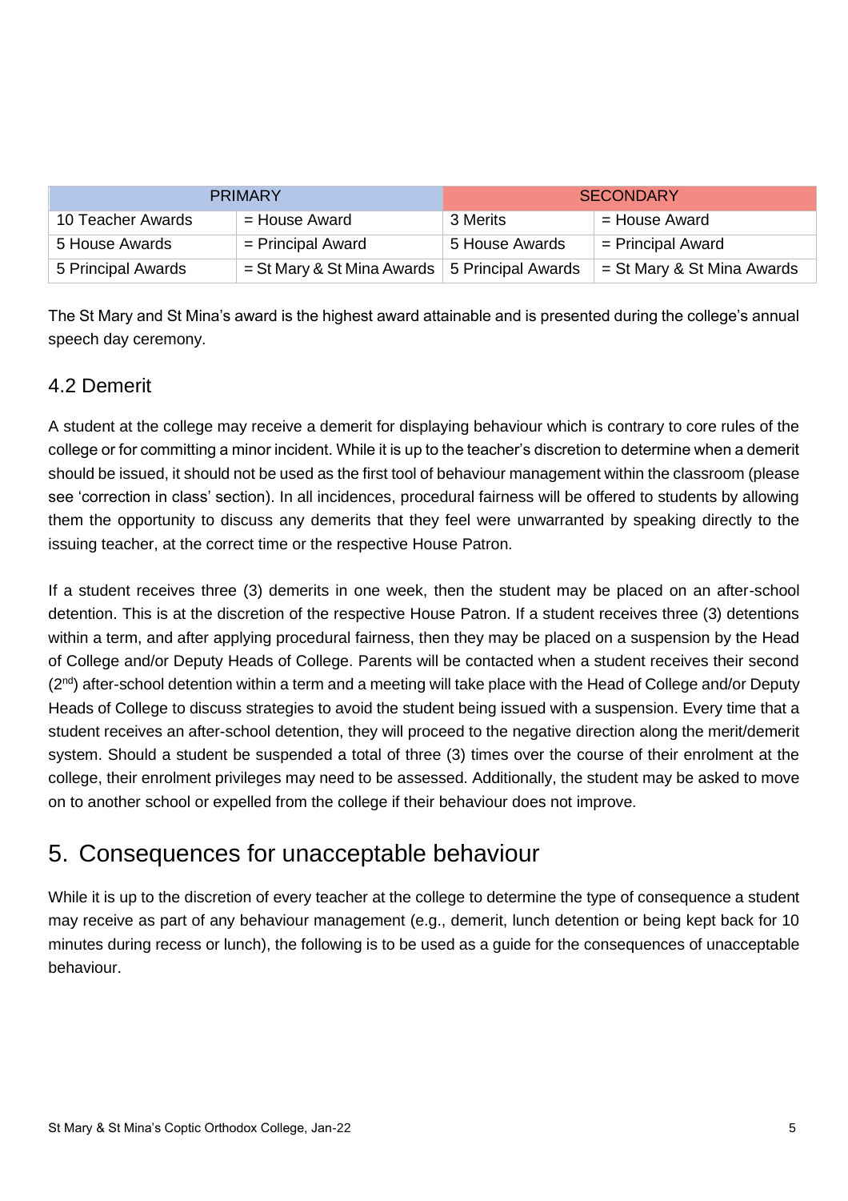| PRIMARY | | SECONDARY | |
|---|---|---|---|
| 10 Teacher Awards | = House Award | 3 Merits | = House Award |
| 5 House Awards | = Principal Award | 5 House Awards | = Principal Award |
| 5 Principal Awards | = St Mary & St Mina Awards | 5 Principal Awards | = St Mary & St Mina Awards |

The St Mary and St Mina's award is the highest award attainable and is presented during the college's annual speech day ceremony.

### 4.2 Demerit

A student at the college may receive a demerit for displaying behaviour which is contrary to core rules of the college or for committing a minor incident. While it is up to the teacher's discretion to determine when a demerit should be issued, it should not be used as the first tool of behaviour management within the classroom (please see 'correction in class' section). In all incidences, procedural fairness will be offered to students by allowing them the opportunity to discuss any demerits that they feel were unwarranted by speaking directly to the issuing teacher, at the correct time or the respective House Patron.

If a student receives three (3) demerits in one week, then the student may be placed on an after-school detention. This is at the discretion of the respective House Patron. If a student receives three (3) detentions within a term, and after applying procedural fairness, then they may be placed on a suspension by the Head of College and/or Deputy Heads of College. Parents will be contacted when a student receives their second (2nd) after-school detention within a term and a meeting will take place with the Head of College and/or Deputy Heads of College to discuss strategies to avoid the student being issued with a suspension. Every time that a student receives an after-school detention, they will proceed to the negative direction along the merit/demerit system. Should a student be suspended a total of three (3) times over the course of their enrolment at the college, their enrolment privileges may need to be assessed. Additionally, the student may be asked to move on to another school or expelled from the college if their behaviour does not improve.

## 5. Consequences for unacceptable behaviour

While it is up to the discretion of every teacher at the college to determine the type of consequence a student may receive as part of any behaviour management (e.g., demerit, lunch detention or being kept back for 10 minutes during recess or lunch), the following is to be used as a guide for the consequences of unacceptable behaviour.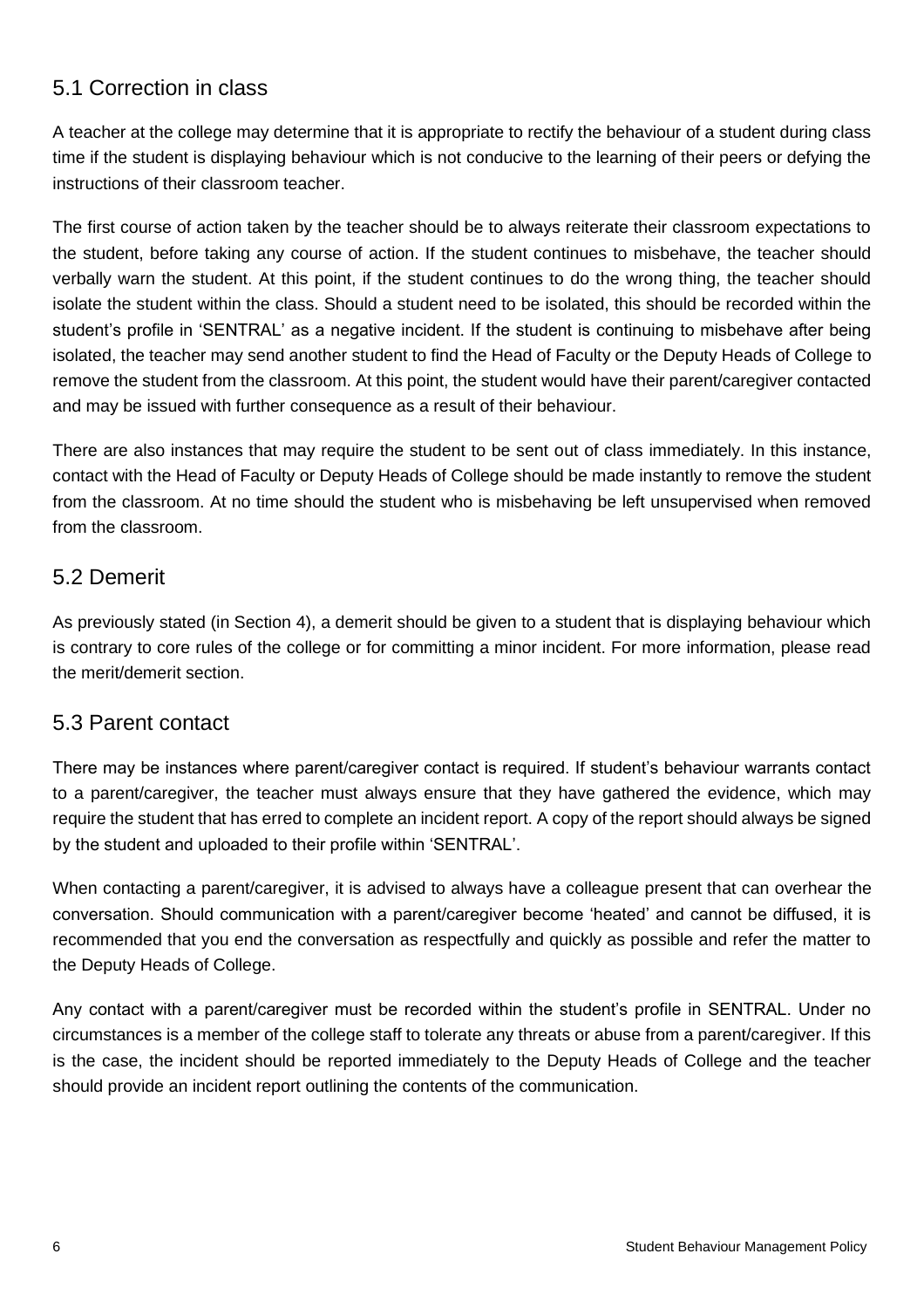## 5.1 Correction in class

A teacher at the college may determine that it is appropriate to rectify the behaviour of a student during class time if the student is displaying behaviour which is not conducive to the learning of their peers or defying the instructions of their classroom teacher.

The first course of action taken by the teacher should be to always reiterate their classroom expectations to the student, before taking any course of action. If the student continues to misbehave, the teacher should verbally warn the student. At this point, if the student continues to do the wrong thing, the teacher should isolate the student within the class. Should a student need to be isolated, this should be recorded within the student's profile in 'SENTRAL' as a negative incident. If the student is continuing to misbehave after being isolated, the teacher may send another student to find the Head of Faculty or the Deputy Heads of College to remove the student from the classroom. At this point, the student would have their parent/caregiver contacted and may be issued with further consequence as a result of their behaviour.

There are also instances that may require the student to be sent out of class immediately. In this instance, contact with the Head of Faculty or Deputy Heads of College should be made instantly to remove the student from the classroom. At no time should the student who is misbehaving be left unsupervised when removed from the classroom.

## 5.2 Demerit

As previously stated (in Section 4), a demerit should be given to a student that is displaying behaviour which is contrary to core rules of the college or for committing a minor incident. For more information, please read the merit/demerit section.

## 5.3 Parent contact

There may be instances where parent/caregiver contact is required. If student's behaviour warrants contact to a parent/caregiver, the teacher must always ensure that they have gathered the evidence, which may require the student that has erred to complete an incident report. A copy of the report should always be signed by the student and uploaded to their profile within 'SENTRAL'.

When contacting a parent/caregiver, it is advised to always have a colleague present that can overhear the conversation. Should communication with a parent/caregiver become 'heated' and cannot be diffused, it is recommended that you end the conversation as respectfully and quickly as possible and refer the matter to the Deputy Heads of College.

Any contact with a parent/caregiver must be recorded within the student's profile in SENTRAL. Under no circumstances is a member of the college staff to tolerate any threats or abuse from a parent/caregiver. If this is the case, the incident should be reported immediately to the Deputy Heads of College and the teacher should provide an incident report outlining the contents of the communication.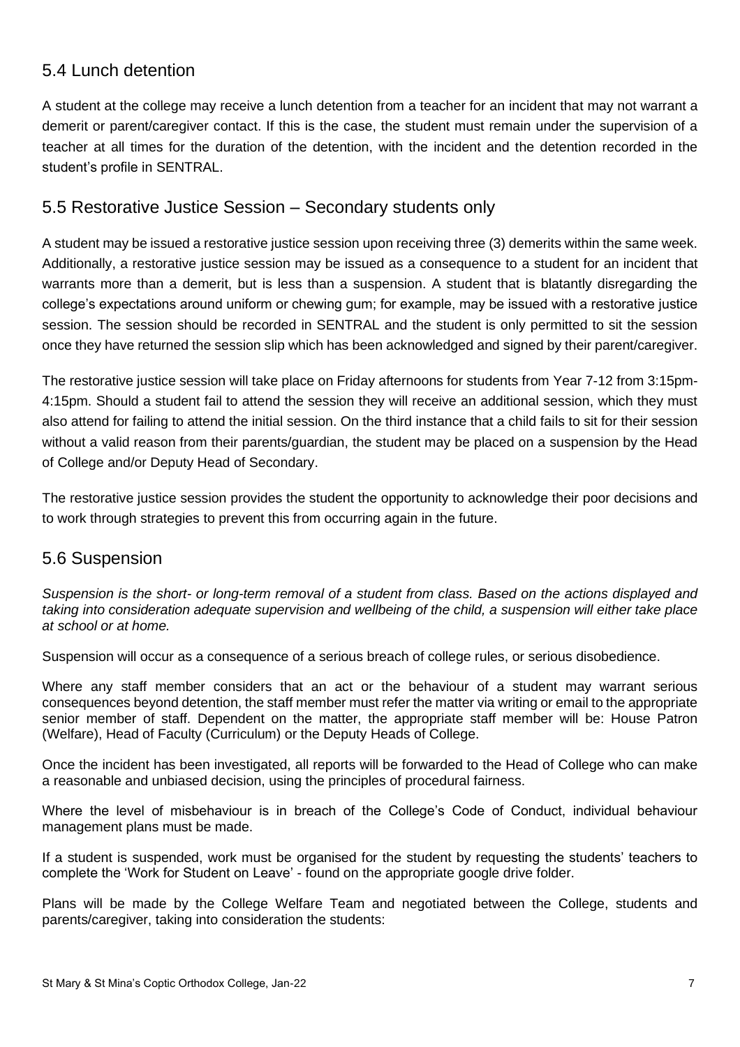## 5.4 Lunch detention

A student at the college may receive a lunch detention from a teacher for an incident that may not warrant a demerit or parent/caregiver contact. If this is the case, the student must remain under the supervision of a teacher at all times for the duration of the detention, with the incident and the detention recorded in the student's profile in SENTRAL.

## 5.5 Restorative Justice Session – Secondary students only

A student may be issued a restorative justice session upon receiving three (3) demerits within the same week. Additionally, a restorative justice session may be issued as a consequence to a student for an incident that warrants more than a demerit, but is less than a suspension. A student that is blatantly disregarding the college's expectations around uniform or chewing gum; for example, may be issued with a restorative justice session. The session should be recorded in SENTRAL and the student is only permitted to sit the session once they have returned the session slip which has been acknowledged and signed by their parent/caregiver.

The restorative justice session will take place on Friday afternoons for students from Year 7-12 from 3:15pm-4:15pm. Should a student fail to attend the session they will receive an additional session, which they must also attend for failing to attend the initial session. On the third instance that a child fails to sit for their session without a valid reason from their parents/guardian, the student may be placed on a suspension by the Head of College and/or Deputy Head of Secondary.

The restorative justice session provides the student the opportunity to acknowledge their poor decisions and to work through strategies to prevent this from occurring again in the future.

## 5.6 Suspension

*Suspension is the short- or long-term removal of a student from class. Based on the actions displayed and taking into consideration adequate supervision and wellbeing of the child, a suspension will either take place at school or at home.*

Suspension will occur as a consequence of a serious breach of college rules, or serious disobedience.

Where any staff member considers that an act or the behaviour of a student may warrant serious consequences beyond detention, the staff member must refer the matter via writing or email to the appropriate senior member of staff. Dependent on the matter, the appropriate staff member will be: House Patron (Welfare), Head of Faculty (Curriculum) or the Deputy Heads of College.

Once the incident has been investigated, all reports will be forwarded to the Head of College who can make a reasonable and unbiased decision, using the principles of procedural fairness.

Where the level of misbehaviour is in breach of the College's Code of Conduct, individual behaviour management plans must be made.

If a student is suspended, work must be organised for the student by requesting the students' teachers to complete the 'Work for Student on Leave' - found on the appropriate google drive folder.

Plans will be made by the College Welfare Team and negotiated between the College, students and parents/caregiver, taking into consideration the students: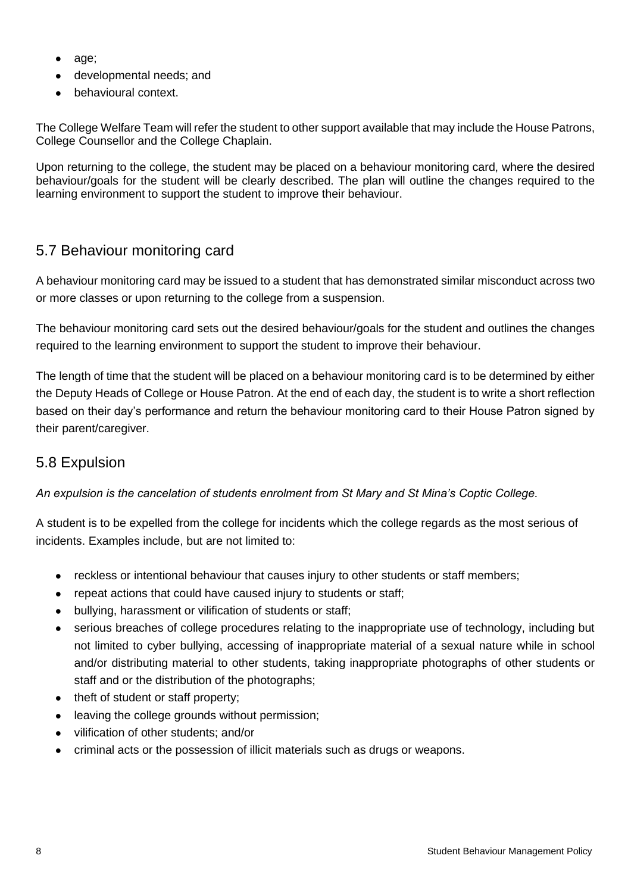- age;
- developmental needs; and
- behavioural context.

The College Welfare Team will refer the student to other support available that may include the House Patrons, College Counsellor and the College Chaplain.

Upon returning to the college, the student may be placed on a behaviour monitoring card, where the desired behaviour/goals for the student will be clearly described. The plan will outline the changes required to the learning environment to support the student to improve their behaviour.

## 5.7 Behaviour monitoring card

A behaviour monitoring card may be issued to a student that has demonstrated similar misconduct across two or more classes or upon returning to the college from a suspension.

The behaviour monitoring card sets out the desired behaviour/goals for the student and outlines the changes required to the learning environment to support the student to improve their behaviour.

The length of time that the student will be placed on a behaviour monitoring card is to be determined by either the Deputy Heads of College or House Patron. At the end of each day, the student is to write a short reflection based on their day's performance and return the behaviour monitoring card to their House Patron signed by their parent/caregiver.

## 5.8 Expulsion

*An expulsion is the cancelation of students enrolment from St Mary and St Mina's Coptic College.*

A student is to be expelled from the college for incidents which the college regards as the most serious of incidents. Examples include, but are not limited to:

- reckless or intentional behaviour that causes injury to other students or staff members;
- repeat actions that could have caused injury to students or staff;
- bullying, harassment or vilification of students or staff;
- serious breaches of college procedures relating to the inappropriate use of technology, including but not limited to cyber bullying, accessing of inappropriate material of a sexual nature while in school and/or distributing material to other students, taking inappropriate photographs of other students or staff and or the distribution of the photographs;
- theft of student or staff property;
- leaving the college grounds without permission;
- vilification of other students; and/or
- criminal acts or the possession of illicit materials such as drugs or weapons.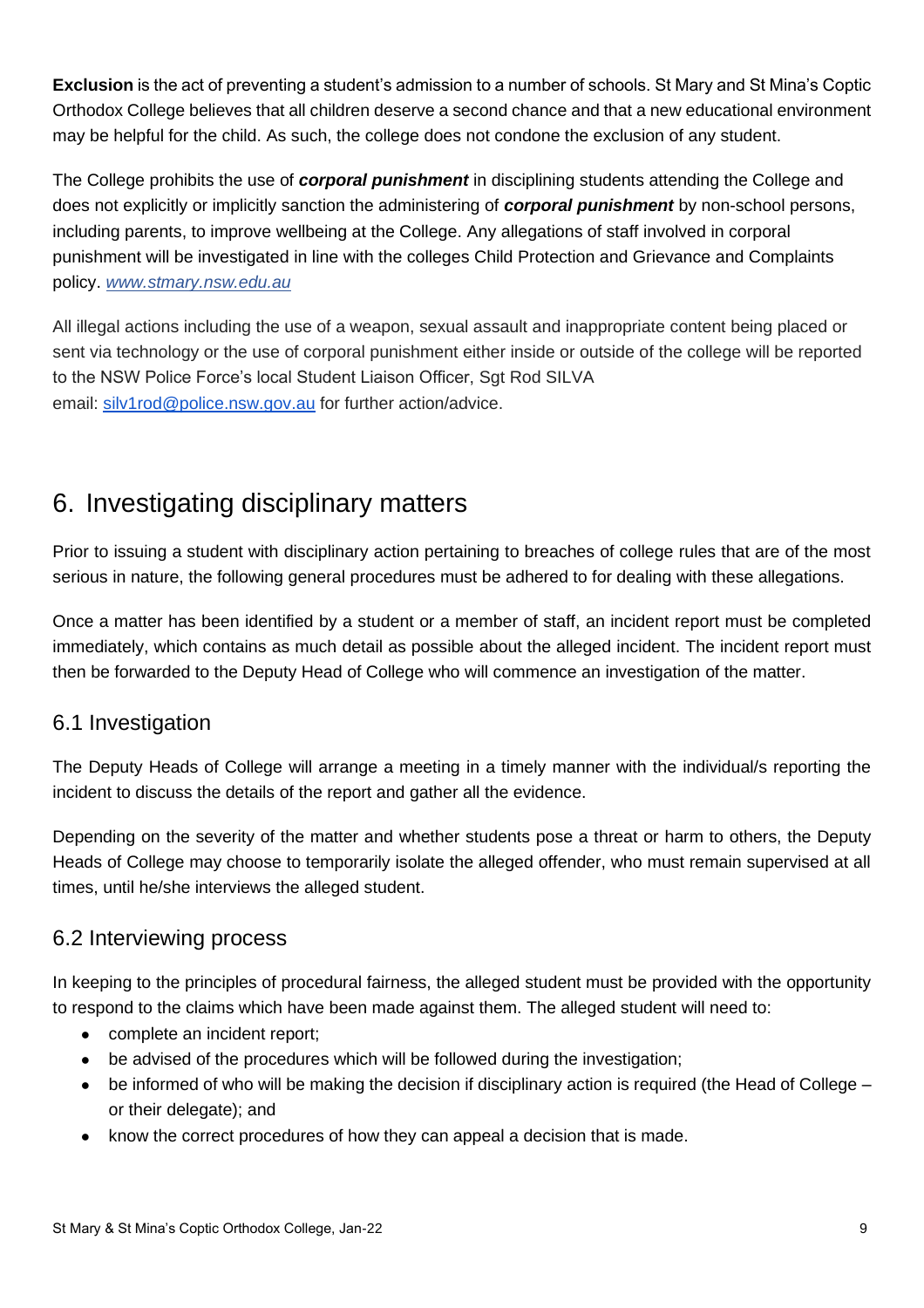**Exclusion** is the act of preventing a student's admission to a number of schools. St Mary and St Mina's Coptic Orthodox College believes that all children deserve a second chance and that a new educational environment may be helpful for the child. As such, the college does not condone the exclusion of any student.

The College prohibits the use of ***corporal punishment*** in disciplining students attending the College and does not explicitly or implicitly sanction the administering of ***corporal punishment*** by non-school persons, including parents, to improve wellbeing at the College. Any allegations of staff involved in corporal punishment will be investigated in line with the colleges Child Protection and Grievance and Complaints policy. *www.stmary.nsw.edu.au*

All illegal actions including the use of a weapon, sexual assault and inappropriate content being placed or sent via technology or the use of corporal punishment either inside or outside of the college will be reported to the NSW Police Force's local Student Liaison Officer, Sgt Rod SILVA
email: silv1rod@police.nsw.gov.au for further action/advice.

# 6. Investigating disciplinary matters

Prior to issuing a student with disciplinary action pertaining to breaches of college rules that are of the most serious in nature, the following general procedures must be adhered to for dealing with these allegations.

Once a matter has been identified by a student or a member of staff, an incident report must be completed immediately, which contains as much detail as possible about the alleged incident. The incident report must then be forwarded to the Deputy Head of College who will commence an investigation of the matter.

## 6.1 Investigation

The Deputy Heads of College will arrange a meeting in a timely manner with the individual/s reporting the incident to discuss the details of the report and gather all the evidence.

Depending on the severity of the matter and whether students pose a threat or harm to others, the Deputy Heads of College may choose to temporarily isolate the alleged offender, who must remain supervised at all times, until he/she interviews the alleged student.

## 6.2 Interviewing process

In keeping to the principles of procedural fairness, the alleged student must be provided with the opportunity to respond to the claims which have been made against them. The alleged student will need to:

- complete an incident report;
- be advised of the procedures which will be followed during the investigation;
- be informed of who will be making the decision if disciplinary action is required (the Head of College – or their delegate); and
- know the correct procedures of how they can appeal a decision that is made.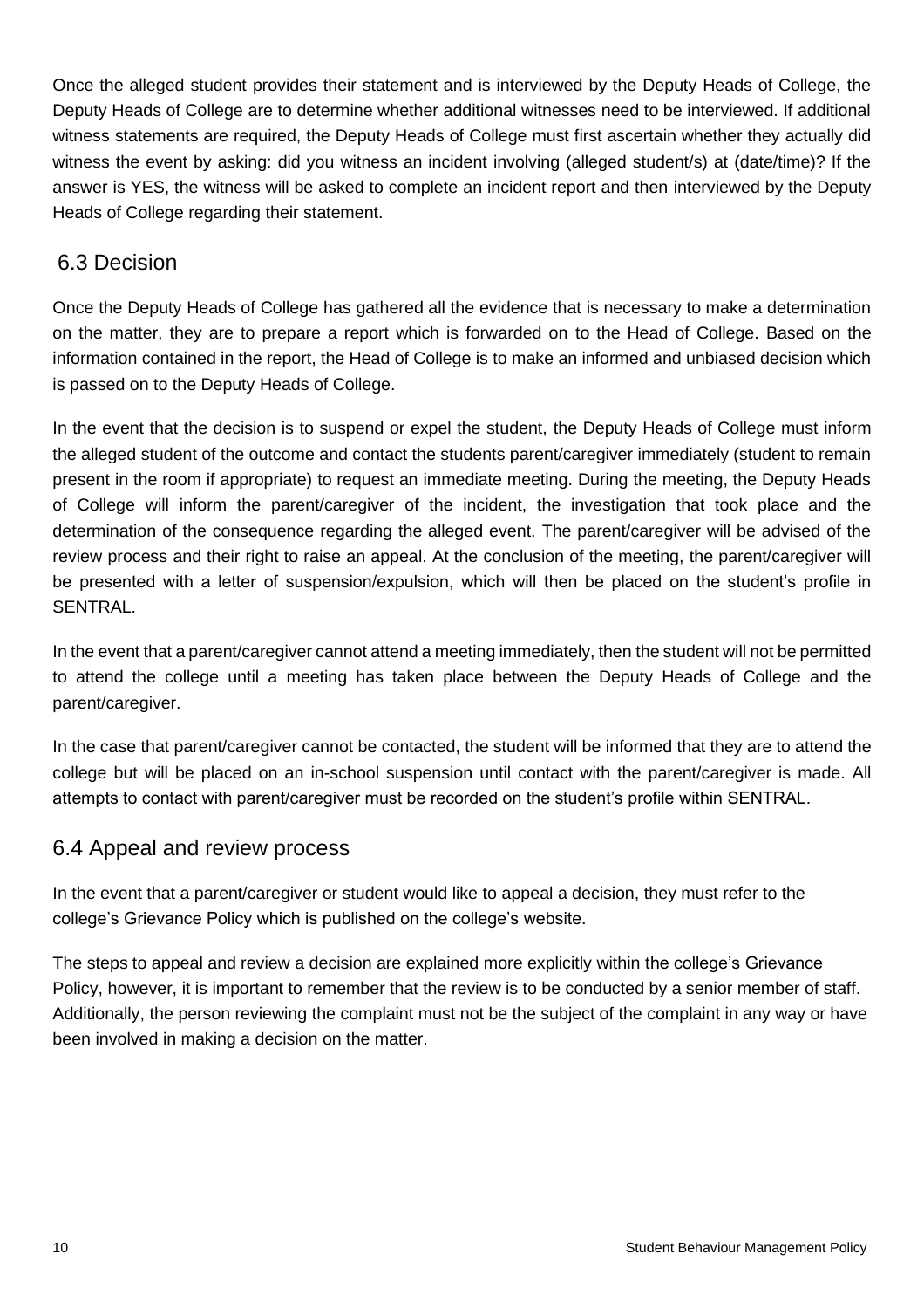Once the alleged student provides their statement and is interviewed by the Deputy Heads of College, the Deputy Heads of College are to determine whether additional witnesses need to be interviewed. If additional witness statements are required, the Deputy Heads of College must first ascertain whether they actually did witness the event by asking: did you witness an incident involving (alleged student/s) at (date/time)? If the answer is YES, the witness will be asked to complete an incident report and then interviewed by the Deputy Heads of College regarding their statement.

## 6.3 Decision

Once the Deputy Heads of College has gathered all the evidence that is necessary to make a determination on the matter, they are to prepare a report which is forwarded on to the Head of College. Based on the information contained in the report, the Head of College is to make an informed and unbiased decision which is passed on to the Deputy Heads of College.

In the event that the decision is to suspend or expel the student, the Deputy Heads of College must inform the alleged student of the outcome and contact the students parent/caregiver immediately (student to remain present in the room if appropriate) to request an immediate meeting. During the meeting, the Deputy Heads of College will inform the parent/caregiver of the incident, the investigation that took place and the determination of the consequence regarding the alleged event. The parent/caregiver will be advised of the review process and their right to raise an appeal. At the conclusion of the meeting, the parent/caregiver will be presented with a letter of suspension/expulsion, which will then be placed on the student's profile in SENTRAL.

In the event that a parent/caregiver cannot attend a meeting immediately, then the student will not be permitted to attend the college until a meeting has taken place between the Deputy Heads of College and the parent/caregiver.

In the case that parent/caregiver cannot be contacted, the student will be informed that they are to attend the college but will be placed on an in-school suspension until contact with the parent/caregiver is made. All attempts to contact with parent/caregiver must be recorded on the student's profile within SENTRAL.

## 6.4 Appeal and review process

In the event that a parent/caregiver or student would like to appeal a decision, they must refer to the college's Grievance Policy which is published on the college's website.

The steps to appeal and review a decision are explained more explicitly within the college's Grievance Policy, however, it is important to remember that the review is to be conducted by a senior member of staff. Additionally, the person reviewing the complaint must not be the subject of the complaint in any way or have been involved in making a decision on the matter.